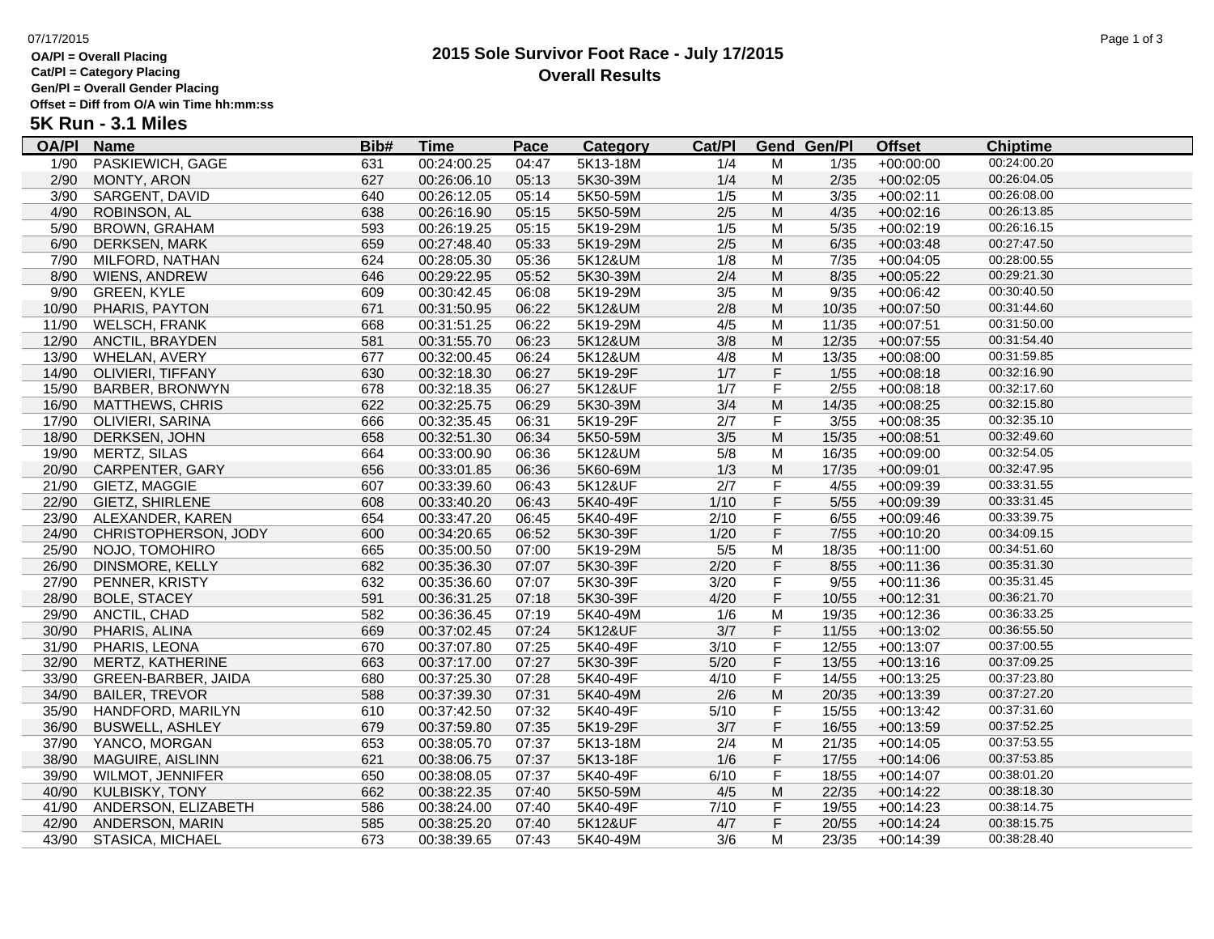# 2015 Sole Survivor Foot Race - July 17/2015

## Overall Results

**OA/Pl = Overall Placing**
**Cat/Pl = Category Placing**
**Gen/Pl = Overall Gender Placing**
**Offset = Diff from O/A win Time hh:mm:ss**

### 5K Run - 3.1 Miles

| OA/Pl | Name | Bib# | Time | Pace | Category | Cat/Pl | Gend | Gen/Pl | Offset | Chiptime |
|---|---|---|---|---|---|---|---|---|---|---|
| 1/90 | PASKIEWICH, GAGE | 631 | 00:24:00.25 | 04:47 | 5K13-18M | 1/4 | M | 1/35 | +00:00:00 | 00:24:00.20 |
| 2/90 | MONTY, ARON | 627 | 00:26:06.10 | 05:13 | 5K30-39M | 1/4 | M | 2/35 | +00:02:05 | 00:26:04.05 |
| 3/90 | SARGENT, DAVID | 640 | 00:26:12.05 | 05:14 | 5K50-59M | 1/5 | M | 3/35 | +00:02:11 | 00:26:08.00 |
| 4/90 | ROBINSON, AL | 638 | 00:26:16.90 | 05:15 | 5K50-59M | 2/5 | M | 4/35 | +00:02:16 | 00:26:13.85 |
| 5/90 | BROWN, GRAHAM | 593 | 00:26:19.25 | 05:15 | 5K19-29M | 1/5 | M | 5/35 | +00:02:19 | 00:26:16.15 |
| 6/90 | DERKSEN, MARK | 659 | 00:27:48.40 | 05:33 | 5K19-29M | 2/5 | M | 6/35 | +00:03:48 | 00:27:47.50 |
| 7/90 | MILFORD, NATHAN | 624 | 00:28:05.30 | 05:36 | 5K12&UM | 1/8 | M | 7/35 | +00:04:05 | 00:28:00.55 |
| 8/90 | WIENS, ANDREW | 646 | 00:29:22.95 | 05:52 | 5K30-39M | 2/4 | M | 8/35 | +00:05:22 | 00:29:21.30 |
| 9/90 | GREEN, KYLE | 609 | 00:30:42.45 | 06:08 | 5K19-29M | 3/5 | M | 9/35 | +00:06:42 | 00:30:40.50 |
| 10/90 | PHARIS, PAYTON | 671 | 00:31:50.95 | 06:22 | 5K12&UM | 2/8 | M | 10/35 | +00:07:50 | 00:31:44.60 |
| 11/90 | WELSCH, FRANK | 668 | 00:31:51.25 | 06:22 | 5K19-29M | 4/5 | M | 11/35 | +00:07:51 | 00:31:50.00 |
| 12/90 | ANCTIL, BRAYDEN | 581 | 00:31:55.70 | 06:23 | 5K12&UM | 3/8 | M | 12/35 | +00:07:55 | 00:31:54.40 |
| 13/90 | WHELAN, AVERY | 677 | 00:32:00.45 | 06:24 | 5K12&UM | 4/8 | M | 13/35 | +00:08:00 | 00:31:59.85 |
| 14/90 | OLIVIERI, TIFFANY | 630 | 00:32:18.30 | 06:27 | 5K19-29F | 1/7 | F | 1/55 | +00:08:18 | 00:32:16.90 |
| 15/90 | BARBER, BRONWYN | 678 | 00:32:18.35 | 06:27 | 5K12&UF | 1/7 | F | 2/55 | +00:08:18 | 00:32:17.60 |
| 16/90 | MATTHEWS, CHRIS | 622 | 00:32:25.75 | 06:29 | 5K30-39M | 3/4 | M | 14/35 | +00:08:25 | 00:32:15.80 |
| 17/90 | OLIVIERI, SARINA | 666 | 00:32:35.45 | 06:31 | 5K19-29F | 2/7 | F | 3/55 | +00:08:35 | 00:32:35.10 |
| 18/90 | DERKSEN, JOHN | 658 | 00:32:51.30 | 06:34 | 5K50-59M | 3/5 | M | 15/35 | +00:08:51 | 00:32:49.60 |
| 19/90 | MERTZ, SILAS | 664 | 00:33:00.90 | 06:36 | 5K12&UM | 5/8 | M | 16/35 | +00:09:00 | 00:32:54.05 |
| 20/90 | CARPENTER, GARY | 656 | 00:33:01.85 | 06:36 | 5K60-69M | 1/3 | M | 17/35 | +00:09:01 | 00:32:47.95 |
| 21/90 | GIETZ, MAGGIE | 607 | 00:33:39.60 | 06:43 | 5K12&UF | 2/7 | F | 4/55 | +00:09:39 | 00:33:31.55 |
| 22/90 | GIETZ, SHIRLENE | 608 | 00:33:40.20 | 06:43 | 5K40-49F | 1/10 | F | 5/55 | +00:09:39 | 00:33:31.45 |
| 23/90 | ALEXANDER, KAREN | 654 | 00:33:47.20 | 06:45 | 5K40-49F | 2/10 | F | 6/55 | +00:09:46 | 00:33:39.75 |
| 24/90 | CHRISTOPHERSON, JODY | 600 | 00:34:20.65 | 06:52 | 5K30-39F | 1/20 | F | 7/55 | +00:10:20 | 00:34:09.15 |
| 25/90 | NOJO, TOMOHIRO | 665 | 00:35:00.50 | 07:00 | 5K19-29M | 5/5 | M | 18/35 | +00:11:00 | 00:34:51.60 |
| 26/90 | DINSMORE, KELLY | 682 | 00:35:36.30 | 07:07 | 5K30-39F | 2/20 | F | 8/55 | +00:11:36 | 00:35:31.30 |
| 27/90 | PENNER, KRISTY | 632 | 00:35:36.60 | 07:07 | 5K30-39F | 3/20 | F | 9/55 | +00:11:36 | 00:35:31.45 |
| 28/90 | BOLE, STACEY | 591 | 00:36:31.25 | 07:18 | 5K30-39F | 4/20 | F | 10/55 | +00:12:31 | 00:36:21.70 |
| 29/90 | ANCTIL, CHAD | 582 | 00:36:36.45 | 07:19 | 5K40-49M | 1/6 | M | 19/35 | +00:12:36 | 00:36:33.25 |
| 30/90 | PHARIS, ALINA | 669 | 00:37:02.45 | 07:24 | 5K12&UF | 3/7 | F | 11/55 | +00:13:02 | 00:36:55.50 |
| 31/90 | PHARIS, LEONA | 670 | 00:37:07.80 | 07:25 | 5K40-49F | 3/10 | F | 12/55 | +00:13:07 | 00:37:00.55 |
| 32/90 | MERTZ, KATHERINE | 663 | 00:37:17.00 | 07:27 | 5K30-39F | 5/20 | F | 13/55 | +00:13:16 | 00:37:09.25 |
| 33/90 | GREEN-BARBER, JAIDA | 680 | 00:37:25.30 | 07:28 | 5K40-49F | 4/10 | F | 14/55 | +00:13:25 | 00:37:23.80 |
| 34/90 | BAILER, TREVOR | 588 | 00:37:39.30 | 07:31 | 5K40-49M | 2/6 | M | 20/35 | +00:13:39 | 00:37:27.20 |
| 35/90 | HANDFORD, MARILYN | 610 | 00:37:42.50 | 07:32 | 5K40-49F | 5/10 | F | 15/55 | +00:13:42 | 00:37:31.60 |
| 36/90 | BUSWELL, ASHLEY | 679 | 00:37:59.80 | 07:35 | 5K19-29F | 3/7 | F | 16/55 | +00:13:59 | 00:37:52.25 |
| 37/90 | YANCO, MORGAN | 653 | 00:38:05.70 | 07:37 | 5K13-18M | 2/4 | M | 21/35 | +00:14:05 | 00:37:53.55 |
| 38/90 | MAGUIRE, AISLINN | 621 | 00:38:06.75 | 07:37 | 5K13-18F | 1/6 | F | 17/55 | +00:14:06 | 00:37:53.85 |
| 39/90 | WILMOT, JENNIFER | 650 | 00:38:08.05 | 07:37 | 5K40-49F | 6/10 | F | 18/55 | +00:14:07 | 00:38:01.20 |
| 40/90 | KULBISKY, TONY | 662 | 00:38:22.35 | 07:40 | 5K50-59M | 4/5 | M | 22/35 | +00:14:22 | 00:38:18.30 |
| 41/90 | ANDERSON, ELIZABETH | 586 | 00:38:24.00 | 07:40 | 5K40-49F | 7/10 | F | 19/55 | +00:14:23 | 00:38:14.75 |
| 42/90 | ANDERSON, MARIN | 585 | 00:38:25.20 | 07:40 | 5K12&UF | 4/7 | F | 20/55 | +00:14:24 | 00:38:15.75 |
| 43/90 | STASICA, MICHAEL | 673 | 00:38:39.65 | 07:43 | 5K40-49M | 3/6 | M | 23/35 | +00:14:39 | 00:38:28.40 |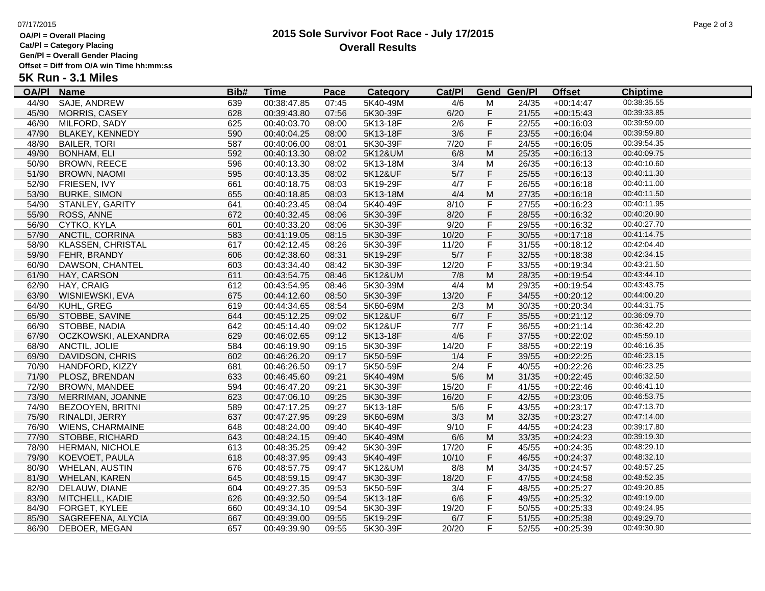**OA/Pl = Overall Placing**
**Cat/Pl = Category Placing**
**Gen/Pl = Overall Gender Placing**
**Offset = Diff from O/A win Time hh:mm:ss**

# 2015 Sole Survivor Foot Race - July 17/2015
## Overall Results

### 5K Run - 3.1 Miles

| OA/Pl | Name | Bib# | Time | Pace | Category | Cat/Pl | Gend | Gen/Pl | Offset | Chiptime |
|---|---|---|---|---|---|---|---|---|---|---|
| 44/90 | SAJE, ANDREW | 639 | 00:38:47.85 | 07:45 | 5K40-49M | 4/6 | M | 24/35 | +00:14:47 | 00:38:35.55 |
| 45/90 | MORRIS, CASEY | 628 | 00:39:43.80 | 07:56 | 5K30-39F | 6/20 | F | 21/55 | +00:15:43 | 00:39:33.85 |
| 46/90 | MILFORD, SADY | 625 | 00:40:03.70 | 08:00 | 5K13-18F | 2/6 | F | 22/55 | +00:16:03 | 00:39:59.00 |
| 47/90 | BLAKEY, KENNEDY | 590 | 00:40:04.25 | 08:00 | 5K13-18F | 3/6 | F | 23/55 | +00:16:04 | 00:39:59.80 |
| 48/90 | BAILER, TORI | 587 | 00:40:06.00 | 08:01 | 5K30-39F | 7/20 | F | 24/55 | +00:16:05 | 00:39:54.35 |
| 49/90 | BONHAM, ELI | 592 | 00:40:13.30 | 08:02 | 5K12&UM | 6/8 | M | 25/35 | +00:16:13 | 00:40:09.75 |
| 50/90 | BROWN, REECE | 596 | 00:40:13.30 | 08:02 | 5K13-18M | 3/4 | M | 26/35 | +00:16:13 | 00:40:10.60 |
| 51/90 | BROWN, NAOMI | 595 | 00:40:13.35 | 08:02 | 5K12&UF | 5/7 | F | 25/55 | +00:16:13 | 00:40:11.30 |
| 52/90 | FRIESEN, IVY | 661 | 00:40:18.75 | 08:03 | 5K19-29F | 4/7 | F | 26/55 | +00:16:18 | 00:40:11.00 |
| 53/90 | BURKE, SIMON | 655 | 00:40:18.85 | 08:03 | 5K13-18M | 4/4 | M | 27/35 | +00:16:18 | 00:40:11.50 |
| 54/90 | STANLEY, GARITY | 641 | 00:40:23.45 | 08:04 | 5K40-49F | 8/10 | F | 27/55 | +00:16:23 | 00:40:11.95 |
| 55/90 | ROSS, ANNE | 672 | 00:40:32.45 | 08:06 | 5K30-39F | 8/20 | F | 28/55 | +00:16:32 | 00:40:20.90 |
| 56/90 | CYTKO, KYLA | 601 | 00:40:33.20 | 08:06 | 5K30-39F | 9/20 | F | 29/55 | +00:16:32 | 00:40:27.70 |
| 57/90 | ANCTIL, CORRINA | 583 | 00:41:19.05 | 08:15 | 5K30-39F | 10/20 | F | 30/55 | +00:17:18 | 00:41:14.75 |
| 58/90 | KLASSEN, CHRISTAL | 617 | 00:42:12.45 | 08:26 | 5K30-39F | 11/20 | F | 31/55 | +00:18:12 | 00:42:04.40 |
| 59/90 | FEHR, BRANDY | 606 | 00:42:38.60 | 08:31 | 5K19-29F | 5/7 | F | 32/55 | +00:18:38 | 00:42:34.15 |
| 60/90 | DAWSON, CHANTEL | 603 | 00:43:34.40 | 08:42 | 5K30-39F | 12/20 | F | 33/55 | +00:19:34 | 00:43:21.50 |
| 61/90 | HAY, CARSON | 611 | 00:43:54.75 | 08:46 | 5K12&UM | 7/8 | M | 28/35 | +00:19:54 | 00:43:44.10 |
| 62/90 | HAY, CRAIG | 612 | 00:43:54.95 | 08:46 | 5K30-39M | 4/4 | M | 29/35 | +00:19:54 | 00:43:43.75 |
| 63/90 | WISNIEWSKI, EVA | 675 | 00:44:12.60 | 08:50 | 5K30-39F | 13/20 | F | 34/55 | +00:20:12 | 00:44:00.20 |
| 64/90 | KUHL, GREG | 619 | 00:44:34.65 | 08:54 | 5K60-69M | 2/3 | M | 30/35 | +00:20:34 | 00:44:31.75 |
| 65/90 | STOBBE, SAVINE | 644 | 00:45:12.25 | 09:02 | 5K12&UF | 6/7 | F | 35/55 | +00:21:12 | 00:36:09.70 |
| 66/90 | STOBBE, NADIA | 642 | 00:45:14.40 | 09:02 | 5K12&UF | 7/7 | F | 36/55 | +00:21:14 | 00:36:42.20 |
| 67/90 | OCZKOWSKI, ALEXANDRA | 629 | 00:46:02.65 | 09:12 | 5K13-18F | 4/6 | F | 37/55 | +00:22:02 | 00:45:59.10 |
| 68/90 | ANCTIL, JOLIE | 584 | 00:46:19.90 | 09:15 | 5K30-39F | 14/20 | F | 38/55 | +00:22:19 | 00:46:16.35 |
| 69/90 | DAVIDSON, CHRIS | 602 | 00:46:26.20 | 09:17 | 5K50-59F | 1/4 | F | 39/55 | +00:22:25 | 00:46:23.15 |
| 70/90 | HANDFORD, KIZZY | 681 | 00:46:26.50 | 09:17 | 5K50-59F | 2/4 | F | 40/55 | +00:22:26 | 00:46:23.25 |
| 71/90 | PLOSZ, BRENDAN | 633 | 00:46:45.60 | 09:21 | 5K40-49M | 5/6 | M | 31/35 | +00:22:45 | 00:46:32.50 |
| 72/90 | BROWN, MANDEE | 594 | 00:46:47.20 | 09:21 | 5K30-39F | 15/20 | F | 41/55 | +00:22:46 | 00:46:41.10 |
| 73/90 | MERRIMAN, JOANNE | 623 | 00:47:06.10 | 09:25 | 5K30-39F | 16/20 | F | 42/55 | +00:23:05 | 00:46:53.75 |
| 74/90 | BEZOOYEN, BRITNI | 589 | 00:47:17.25 | 09:27 | 5K13-18F | 5/6 | F | 43/55 | +00:23:17 | 00:47:13.70 |
| 75/90 | RINALDI, JERRY | 637 | 00:47:27.95 | 09:29 | 5K60-69M | 3/3 | M | 32/35 | +00:23:27 | 00:47:14.00 |
| 76/90 | WIENS, CHARMAINE | 648 | 00:48:24.00 | 09:40 | 5K40-49F | 9/10 | F | 44/55 | +00:24:23 | 00:39:17.80 |
| 77/90 | STOBBE, RICHARD | 643 | 00:48:24.15 | 09:40 | 5K40-49M | 6/6 | M | 33/35 | +00:24:23 | 00:39:19.30 |
| 78/90 | HERMAN, NICHOLE | 613 | 00:48:35.25 | 09:42 | 5K30-39F | 17/20 | F | 45/55 | +00:24:35 | 00:48:29.10 |
| 79/90 | KOEVOET, PAULA | 618 | 00:48:37.95 | 09:43 | 5K40-49F | 10/10 | F | 46/55 | +00:24:37 | 00:48:32.10 |
| 80/90 | WHELAN, AUSTIN | 676 | 00:48:57.75 | 09:47 | 5K12&UM | 8/8 | M | 34/35 | +00:24:57 | 00:48:57.25 |
| 81/90 | WHELAN, KAREN | 645 | 00:48:59.15 | 09:47 | 5K30-39F | 18/20 | F | 47/55 | +00:24:58 | 00:48:52.35 |
| 82/90 | DELAUW, DIANE | 604 | 00:49:27.35 | 09:53 | 5K50-59F | 3/4 | F | 48/55 | +00:25:27 | 00:49:20.85 |
| 83/90 | MITCHELL, KADIE | 626 | 00:49:32.50 | 09:54 | 5K13-18F | 6/6 | F | 49/55 | +00:25:32 | 00:49:19.00 |
| 84/90 | FORGET, KYLEE | 660 | 00:49:34.10 | 09:54 | 5K30-39F | 19/20 | F | 50/55 | +00:25:33 | 00:49:24.95 |
| 85/90 | SAGREFENA, ALYCIA | 667 | 00:49:39.00 | 09:55 | 5K19-29F | 6/7 | F | 51/55 | +00:25:38 | 00:49:29.70 |
| 86/90 | DEBOER, MEGAN | 657 | 00:49:39.90 | 09:55 | 5K30-39F | 20/20 | F | 52/55 | +00:25:39 | 00:49:30.90 |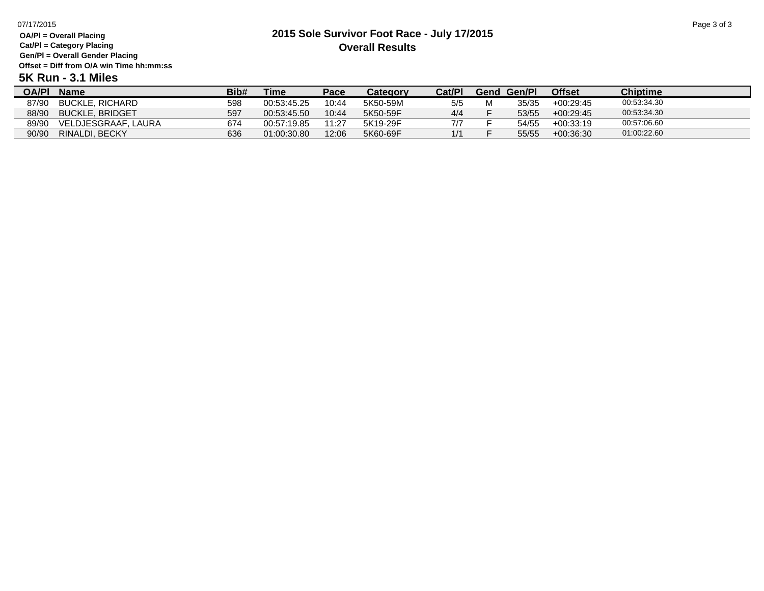**OA/Pl = Overall Placing**
**Cat/Pl = Category Placing**
**Gen/Pl = Overall Gender Placing**
**Offset = Diff from O/A win Time hh:mm:ss**

# 2015 Sole Survivor Foot Race - July 17/2015
## Overall Results

## 5K Run - 3.1 Miles

| OA/Pl | Name | Bib# | Time | Pace | Category | Cat/Pl | Gend | Gen/Pl | Offset | Chiptime |
|---|---|---|---|---|---|---|---|---|---|---|
| 87/90 | BUCKLE, RICHARD | 598 | 00:53:45.25 | 10:44 | 5K50-59M | 5/5 | M | 35/35 | +00:29:45 | 00:53:34.30 |
| 88/90 | BUCKLE, BRIDGET | 597 | 00:53:45.50 | 10:44 | 5K50-59F | 4/4 | F | 53/55 | +00:29:45 | 00:53:34.30 |
| 89/90 | VELDJESGRAAF, LAURA | 674 | 00:57:19.85 | 11:27 | 5K19-29F | 7/7 | F | 54/55 | +00:33:19 | 00:57:06.60 |
| 90/90 | RINALDI, BECKY | 636 | 01:00:30.80 | 12:06 | 5K60-69F | 1/1 | F | 55/55 | +00:36:30 | 01:00:22.60 |